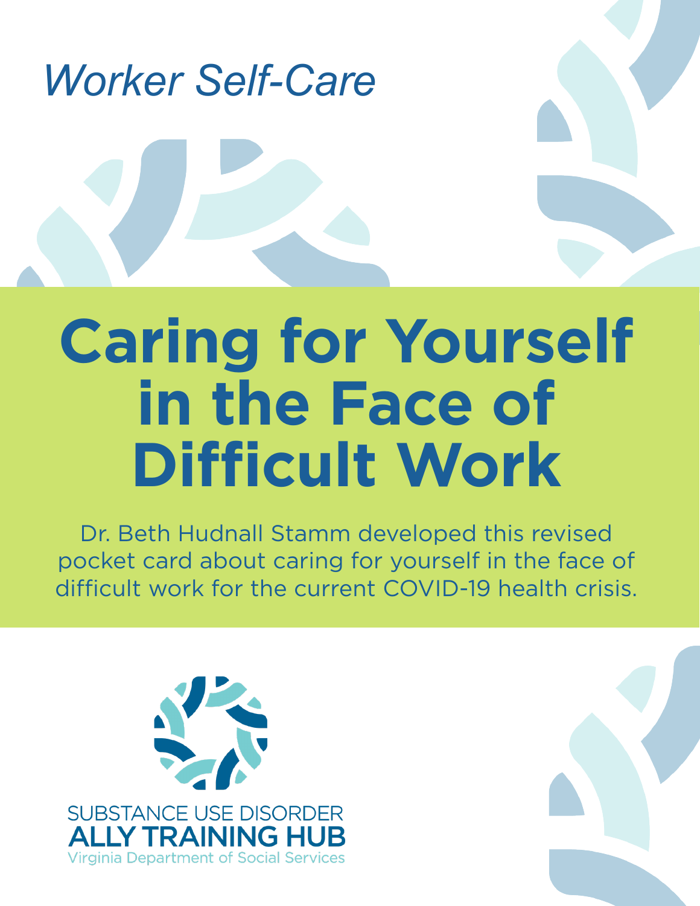*Worker Self-Care*

# Caring for Yourself in the Face of Difficult Work

Dr. Beth Hudnall Stamm developed this revised pocket card about caring for yourself in the face of difficult work for the current COVID-19 health crisis.

SUBSTANCE USE DISORDER
**ALLY TRAINING HUB**
Virginia Department of Social Services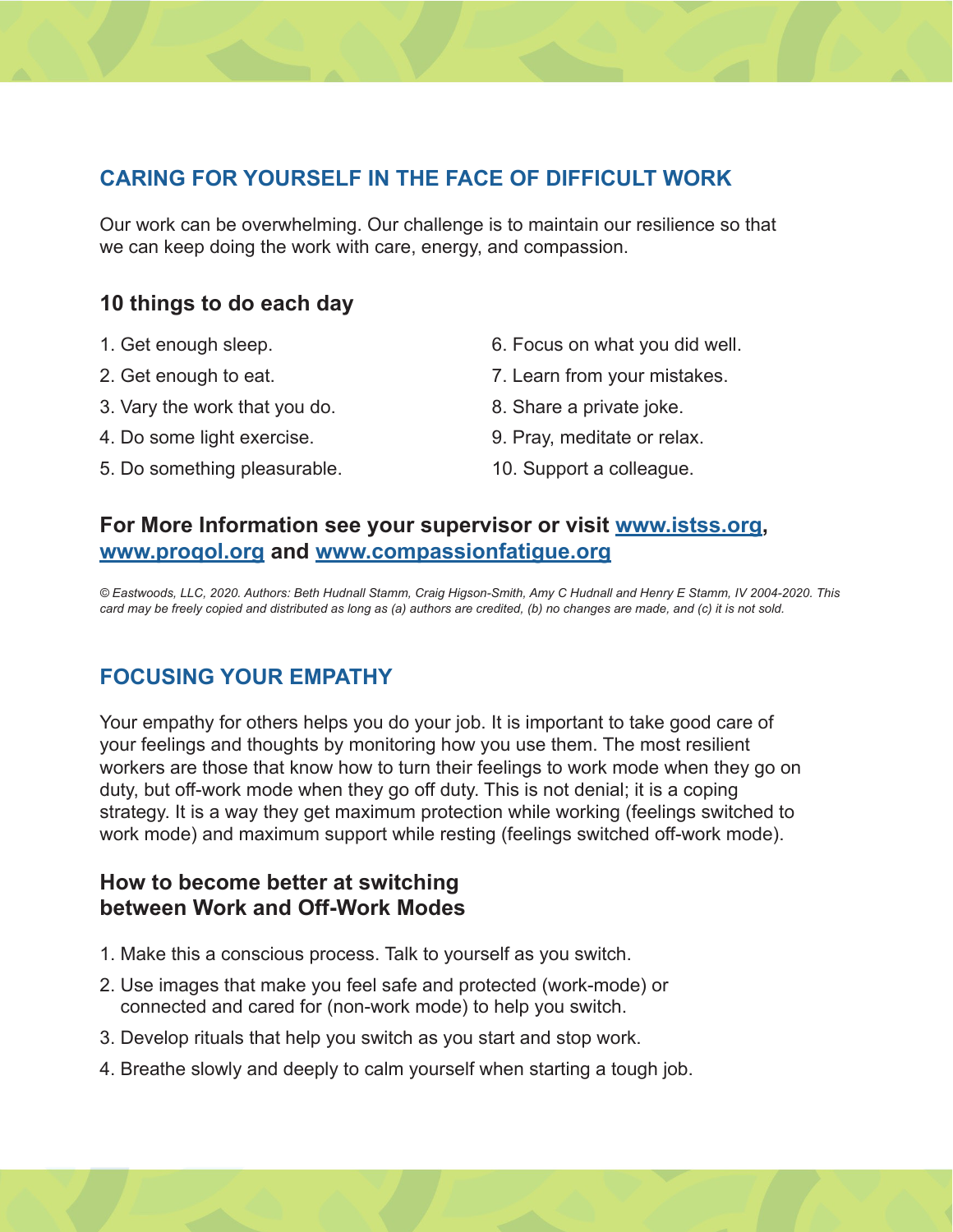## CARING FOR YOURSELF IN THE FACE OF DIFFICULT WORK

Our work can be overwhelming. Our challenge is to maintain our resilience so that we can keep doing the work with care, energy, and compassion.

### 10 things to do each day

1. Get enough sleep.
2. Get enough to eat.
3. Vary the work that you do.
4. Do some light exercise.
5. Do something pleasurable.
6. Focus on what you did well.
7. Learn from your mistakes.
8. Share a private joke.
9. Pray, meditate or relax.
10. Support a colleague.

**For More Information see your supervisor or visit [www.istss.org](http://www.istss.org), [www.proqol.org](http://www.proqol.org) and [www.compassionfatigue.org](http://www.compassionfatigue.org)**

*© Eastwoods, LLC, 2020. Authors: Beth Hudnall Stamm, Craig Higson-Smith, Amy C Hudnall and Henry E Stamm, IV 2004-2020. This card may be freely copied and distributed as long as (a) authors are credited, (b) no changes are made, and (c) it is not sold.*

## FOCUSING YOUR EMPATHY

Your empathy for others helps you do your job. It is important to take good care of your feelings and thoughts by monitoring how you use them. The most resilient workers are those that know how to turn their feelings to work mode when they go on duty, but off-work mode when they go off duty. This is not denial; it is a coping strategy. It is a way they get maximum protection while working (feelings switched to work mode) and maximum support while resting (feelings switched off-work mode).

### How to become better at switching between Work and Off-Work Modes

1. Make this a conscious process. Talk to yourself as you switch.
2. Use images that make you feel safe and protected (work-mode) or connected and cared for (non-work mode) to help you switch.
3. Develop rituals that help you switch as you start and stop work.
4. Breathe slowly and deeply to calm yourself when starting a tough job.